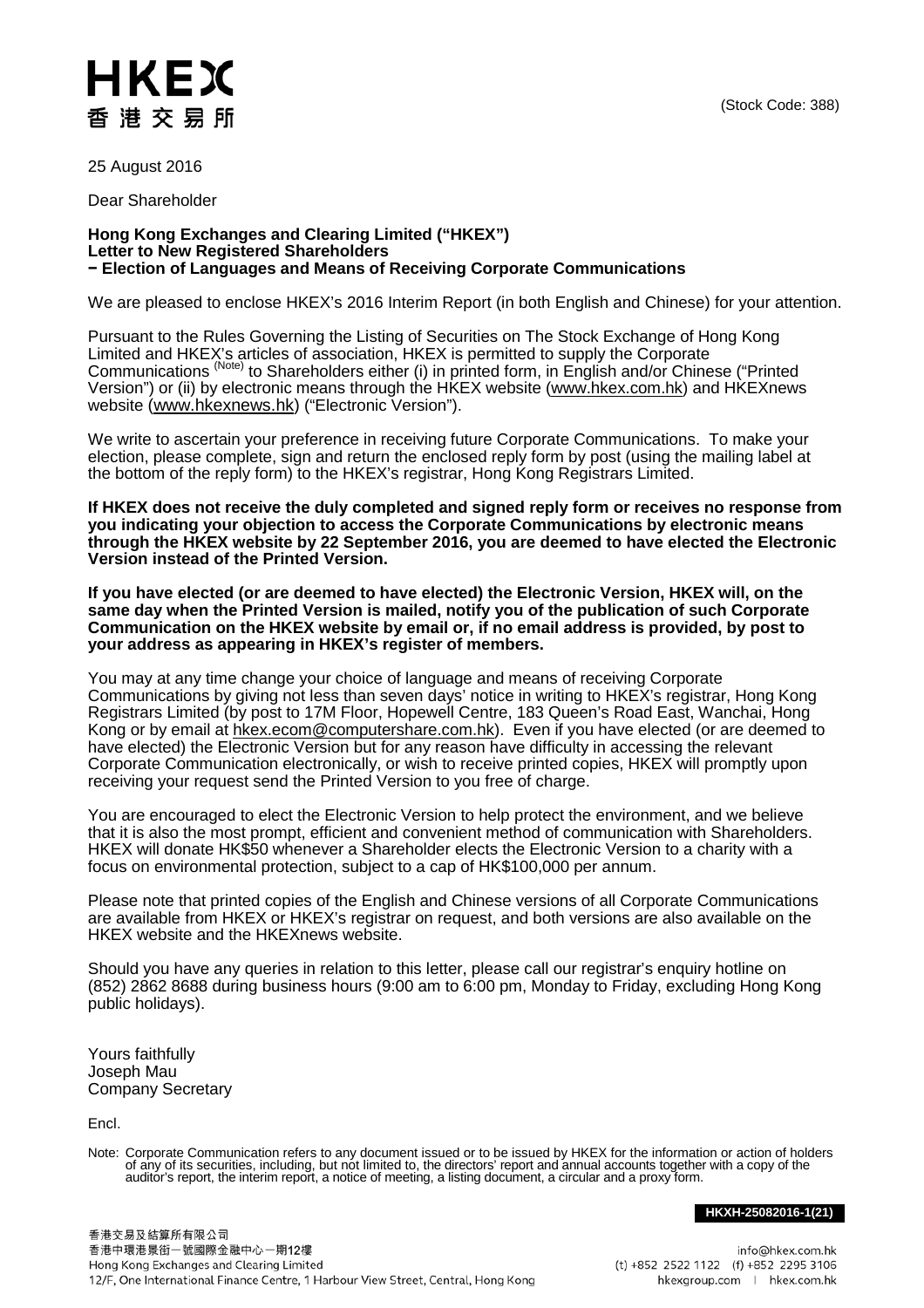HKEX
香港交易所

(Stock Code: 388)

25 August 2016

Dear Shareholder

**Hong Kong Exchanges and Clearing Limited ("HKEX")**
**Letter to New Registered Shareholders**
**− Election of Languages and Means of Receiving Corporate Communications**

We are pleased to enclose HKEX's 2016 Interim Report (in both English and Chinese) for your attention.

Pursuant to the Rules Governing the Listing of Securities on The Stock Exchange of Hong Kong Limited and HKEX's articles of association, HKEX is permitted to supply the Corporate Communications [(Note)] to Shareholders either (i) in printed form, in English and/or Chinese ("Printed Version") or (ii) by electronic means through the HKEX website (www.hkex.com.hk) and HKEXnews website (www.hkexnews.hk) ("Electronic Version").

We write to ascertain your preference in receiving future Corporate Communications. To make your election, please complete, sign and return the enclosed reply form by post (using the mailing label at the bottom of the reply form) to the HKEX's registrar, Hong Kong Registrars Limited.

**If HKEX does not receive the duly completed and signed reply form or receives no response from you indicating your objection to access the Corporate Communications by electronic means through the HKEX website by 22 September 2016, you are deemed to have elected the Electronic Version instead of the Printed Version.**

**If you have elected (or are deemed to have elected) the Electronic Version, HKEX will, on the same day when the Printed Version is mailed, notify you of the publication of such Corporate Communication on the HKEX website by email or, if no email address is provided, by post to your address as appearing in HKEX's register of members.**

You may at any time change your choice of language and means of receiving Corporate Communications by giving not less than seven days' notice in writing to HKEX's registrar, Hong Kong Registrars Limited (by post to 17M Floor, Hopewell Centre, 183 Queen's Road East, Wanchai, Hong Kong or by email at hkex.ecom@computershare.com.hk). Even if you have elected (or are deemed to have elected) the Electronic Version but for any reason have difficulty in accessing the relevant Corporate Communication electronically, or wish to receive printed copies, HKEX will promptly upon receiving your request send the Printed Version to you free of charge.

You are encouraged to elect the Electronic Version to help protect the environment, and we believe that it is also the most prompt, efficient and convenient method of communication with Shareholders. HKEX will donate HK$50 whenever a Shareholder elects the Electronic Version to a charity with a focus on environmental protection, subject to a cap of HK$100,000 per annum.

Please note that printed copies of the English and Chinese versions of all Corporate Communications are available from HKEX or HKEX's registrar on request, and both versions are also available on the HKEX website and the HKEXnews website.

Should you have any queries in relation to this letter, please call our registrar's enquiry hotline on (852) 2862 8688 during business hours (9:00 am to 6:00 pm, Monday to Friday, excluding Hong Kong public holidays).

Yours faithfully
Joseph Mau
Company Secretary

Encl.

Note: Corporate Communication refers to any document issued or to be issued by HKEX for the information or action of holders of any of its securities, including, but not limited to, the directors' report and annual accounts together with a copy of the auditor's report, the interim report, a notice of meeting, a listing document, a circular and a proxy form.

**HKXH-25082016-1(21)**

香港交易及結算所有限公司
香港中環港景街一號國際金融中心一期12樓
Hong Kong Exchanges and Clearing Limited
12/F, One International Finance Centre, 1 Harbour View Street, Central, Hong Kong

info@hkex.com.hk
(t) +852 2522 1122 (f) +852 2295 3106
hkexgroup.com | hkex.com.hk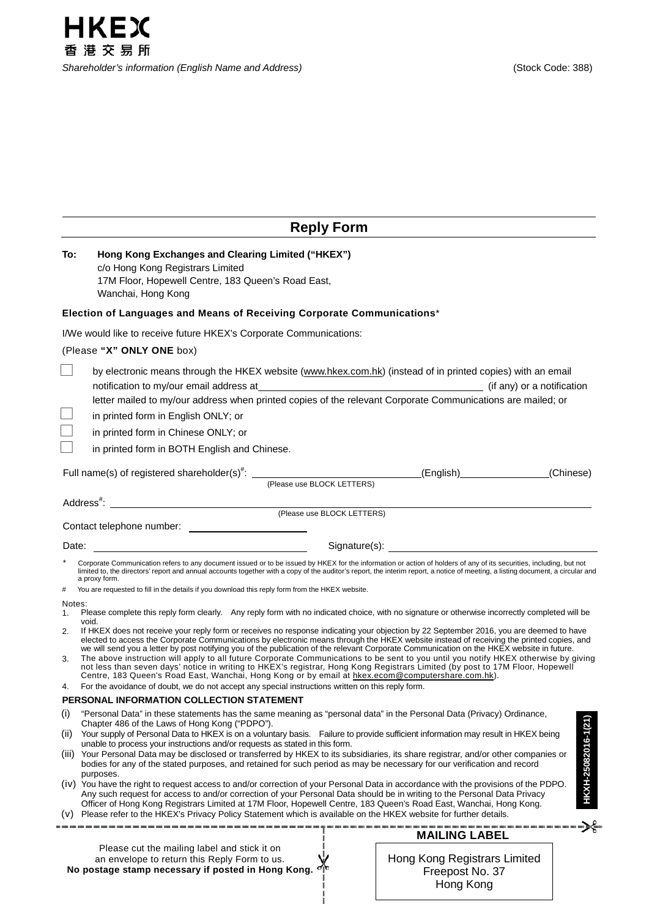HKEX
香港交易所

*Shareholder's information (English Name and Address)* (Stock Code: 388)

## Reply Form

**To:** **Hong Kong Exchanges and Clearing Limited ("HKEX")**
c/o Hong Kong Registrars Limited
17M Floor, Hopewell Centre, 183 Queen's Road East,
Wanchai, Hong Kong

**Election of Languages and Means of Receiving Corporate Communications***

I/We would like to receive future HKEX's Corporate Communications:

(Please **"X" ONLY ONE** box)

☐ by electronic means through the HKEX website (www.hkex.com.hk) (instead of in printed copies) with an email notification to my/our email address at ________________________ (if any) or a notification letter mailed to my/our address when printed copies of the relevant Corporate Communications are mailed; or

☐ in printed form in English ONLY; or

☐ in printed form in Chinese ONLY; or

☐ in printed form in BOTH English and Chinese.

Full name(s) of registered shareholder(s)#: ________________________(English)________________(Chinese)
(Please use BLOCK LETTERS)

Address#: ____________________________________________
(Please use BLOCK LETTERS)

Contact telephone number: ____________________

Date: ____________________ Signature(s): ____________________

\* Corporate Communication refers to any document issued or to be issued by HKEX for the information or action of holders of any of its securities, including, but not limited to, the directors' report and annual accounts together with a copy of the auditor's report, the interim report, a notice of meeting, a listing document, a circular and a proxy form.

\# You are requested to fill in the details if you download this reply form from the HKEX website.

Notes:

1. Please complete this reply form clearly. Any reply form with no indicated choice, with no signature or otherwise incorrectly completed will be void.
2. If HKEX does not receive your reply form or receives no response indicating your objection by 22 September 2016, you are deemed to have elected to access the Corporate Communications by electronic means through the HKEX website instead of receiving the printed copies, and we will send you a letter by post notifying you of the publication of the relevant Corporate Communication on the HKEX website in future.
3. The above instruction will apply to all future Corporate Communications to be sent to you until you notify HKEX otherwise by giving not less than seven days' notice in writing to HKEX's registrar, Hong Kong Registrars Limited (by post to 17M Floor, Hopewell Centre, 183 Queen's Road East, Wanchai, Hong Kong or by email at hkex.ecom@computershare.com.hk).
4. For the avoidance of doubt, we do not accept any special instructions written on this reply form.

**PERSONAL INFORMATION COLLECTION STATEMENT**

(i) "Personal Data" in these statements has the same meaning as "personal data" in the Personal Data (Privacy) Ordinance, Chapter 486 of the Laws of Hong Kong ("PDPO").
(ii) Your supply of Personal Data to HKEX is on a voluntary basis. Failure to provide sufficient information may result in HKEX being unable to process your instructions and/or requests as stated in this form.
(iii) Your Personal Data may be disclosed or transferred by HKEX to its subsidiaries, its share registrar, and/or other companies or bodies for any of the stated purposes, and retained for such period as may be necessary for our verification and record purposes.
(iv) You have the right to request access to and/or correction of your Personal Data in accordance with the provisions of the PDPO. Any such request for access to and/or correction of your Personal Data should be in writing to the Personal Data Privacy Officer of Hong Kong Registrars Limited at 17M Floor, Hopewell Centre, 183 Queen's Road East, Wanchai, Hong Kong.
(v) Please refer to the HKEX's Privacy Policy Statement which is available on the HKEX website for further details.

HKXH-25082016-1(21)

Please cut the mailing label and stick it on an envelope to return this Reply Form to us.
**No postage stamp necessary if posted in Hong Kong.**

**MAILING LABEL**

Hong Kong Registrars Limited
Freepost No. 37
Hong Kong